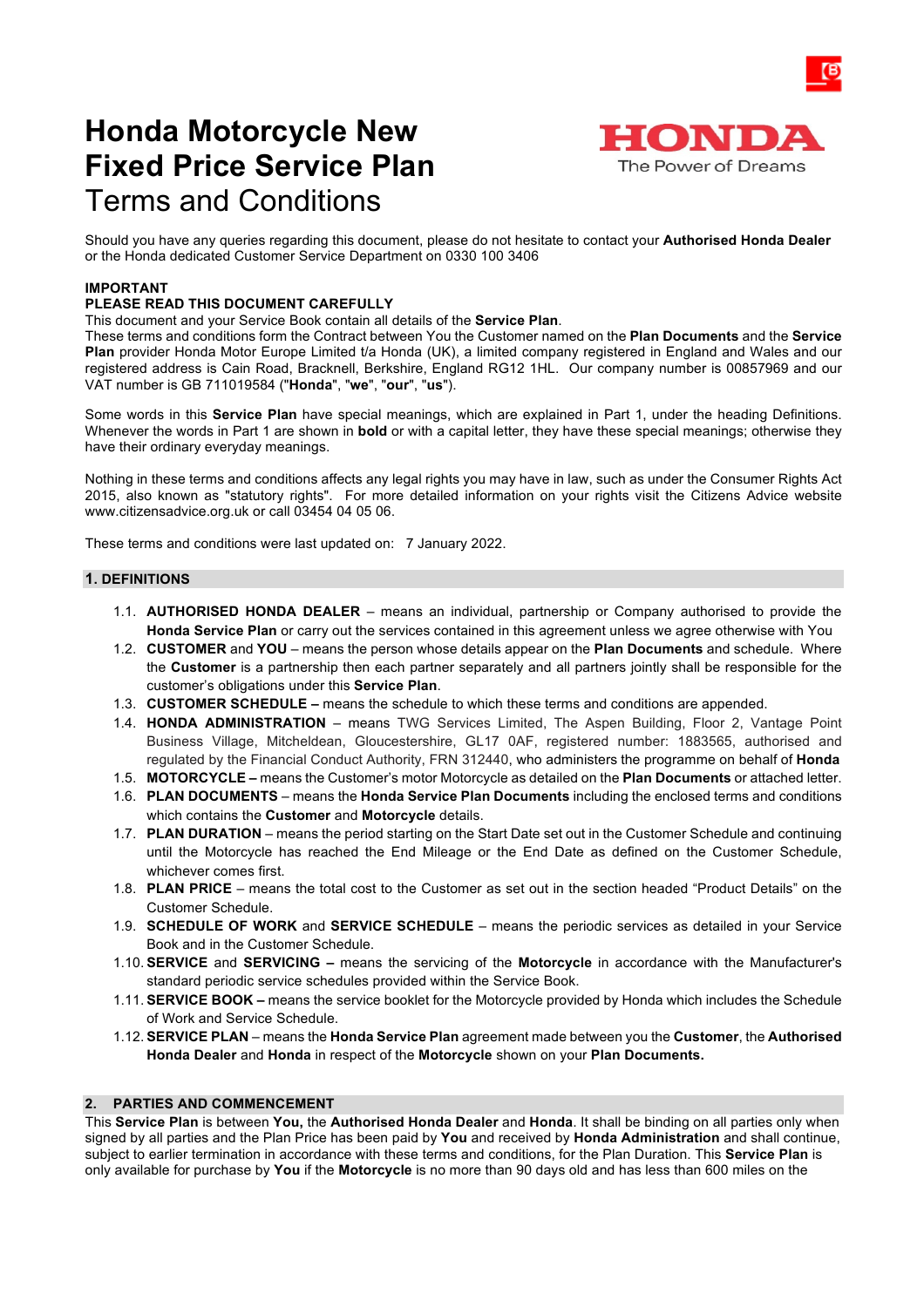# Honda Motorcycle New Fixed Price Service Plan
Terms and Conditions

HONDA
The Power of Dreams

Should you have any queries regarding this document, please do not hesitate to contact your **Authorised Honda Dealer** or the Honda dedicated Customer Service Department on 0330 100 3406

**IMPORTANT**
**PLEASE READ THIS DOCUMENT CAREFULLY**
This document and your Service Book contain all details of the **Service Plan**.
These terms and conditions form the Contract between You the Customer named on the **Plan Documents** and the **Service Plan** provider Honda Motor Europe Limited t/a Honda (UK), a limited company registered in England and Wales and our registered address is Cain Road, Bracknell, Berkshire, England RG12 1HL. Our company number is 00857969 and our VAT number is GB 711019584 ("**Honda**", "**we**", "**our**", "**us**").

Some words in this **Service Plan** have special meanings, which are explained in Part 1, under the heading Definitions. Whenever the words in Part 1 are shown in **bold** or with a capital letter, they have these special meanings; otherwise they have their ordinary everyday meanings.

Nothing in these terms and conditions affects any legal rights you may have in law, such as under the Consumer Rights Act 2015, also known as "statutory rights". For more detailed information on your rights visit the Citizens Advice website www.citizensadvice.org.uk or call 03454 04 05 06.

These terms and conditions were last updated on: 7 January 2022.

## 1. DEFINITIONS

1.1. **AUTHORISED HONDA DEALER** – means an individual, partnership or Company authorised to provide the **Honda Service Plan** or carry out the services contained in this agreement unless we agree otherwise with You

1.2. **CUSTOMER** and **YOU** – means the person whose details appear on the **Plan Documents** and schedule. Where the **Customer** is a partnership then each partner separately and all partners jointly shall be responsible for the customer's obligations under this **Service Plan**.

1.3. **CUSTOMER SCHEDULE –** means the schedule to which these terms and conditions are appended.

1.4. **HONDA ADMINISTRATION** – means TWG Services Limited, The Aspen Building, Floor 2, Vantage Point Business Village, Mitcheldean, Gloucestershire, GL17 0AF, registered number: 1883565, authorised and regulated by the Financial Conduct Authority, FRN 312440, who administers the programme on behalf of **Honda**

1.5. **MOTORCYCLE –** means the Customer's motor Motorcycle as detailed on the **Plan Documents** or attached letter.

1.6. **PLAN DOCUMENTS** – means the **Honda Service Plan Documents** including the enclosed terms and conditions which contains the **Customer** and **Motorcycle** details.

1.7. **PLAN DURATION** – means the period starting on the Start Date set out in the Customer Schedule and continuing until the Motorcycle has reached the End Mileage or the End Date as defined on the Customer Schedule, whichever comes first.

1.8. **PLAN PRICE** – means the total cost to the Customer as set out in the section headed "Product Details" on the Customer Schedule.

1.9. **SCHEDULE OF WORK** and **SERVICE SCHEDULE** – means the periodic services as detailed in your Service Book and in the Customer Schedule.

1.10. **SERVICE** and **SERVICING –** means the servicing of the **Motorcycle** in accordance with the Manufacturer's standard periodic service schedules provided within the Service Book.

1.11. **SERVICE BOOK –** means the service booklet for the Motorcycle provided by Honda which includes the Schedule of Work and Service Schedule.

1.12. **SERVICE PLAN** – means the **Honda Service Plan** agreement made between you the **Customer**, the **Authorised Honda Dealer** and **Honda** in respect of the **Motorcycle** shown on your **Plan Documents.**

## 2. PARTIES AND COMMENCEMENT

This **Service Plan** is between **You,** the **Authorised Honda Dealer** and **Honda**. It shall be binding on all parties only when signed by all parties and the Plan Price has been paid by **You** and received by **Honda Administration** and shall continue, subject to earlier termination in accordance with these terms and conditions, for the Plan Duration. This **Service Plan** is only available for purchase by **You** if the **Motorcycle** is no more than 90 days old and has less than 600 miles on the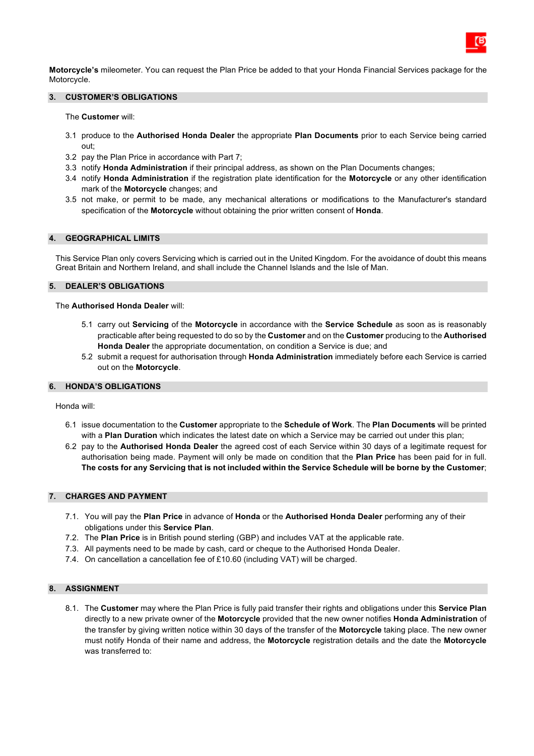**Motorcycle's** mileometer. You can request the Plan Price be added to that your Honda Financial Services package for the Motorcycle.

## 3. CUSTOMER'S OBLIGATIONS

The **Customer** will:

3.1 produce to the **Authorised Honda Dealer** the appropriate **Plan Documents** prior to each Service being carried out;

3.2 pay the Plan Price in accordance with Part 7;

3.3 notify **Honda Administration** if their principal address, as shown on the Plan Documents changes;

3.4 notify **Honda Administration** if the registration plate identification for the **Motorcycle** or any other identification mark of the **Motorcycle** changes; and

3.5 not make, or permit to be made, any mechanical alterations or modifications to the Manufacturer's standard specification of the **Motorcycle** without obtaining the prior written consent of **Honda**.

## 4. GEOGRAPHICAL LIMITS

This Service Plan only covers Servicing which is carried out in the United Kingdom. For the avoidance of doubt this means Great Britain and Northern Ireland, and shall include the Channel Islands and the Isle of Man.

## 5. DEALER'S OBLIGATIONS

The **Authorised Honda Dealer** will:

5.1 carry out **Servicing** of the **Motorcycle** in accordance with the **Service Schedule** as soon as is reasonably practicable after being requested to do so by the **Customer** and on the **Customer** producing to the **Authorised Honda Dealer** the appropriate documentation, on condition a Service is due; and

5.2 submit a request for authorisation through **Honda Administration** immediately before each Service is carried out on the **Motorcycle**.

## 6. HONDA'S OBLIGATIONS

Honda will:

6.1 issue documentation to the **Customer** appropriate to the **Schedule of Work**. The **Plan Documents** will be printed with a **Plan Duration** which indicates the latest date on which a Service may be carried out under this plan;

6.2 pay to the **Authorised Honda Dealer** the agreed cost of each Service within 30 days of a legitimate request for authorisation being made. Payment will only be made on condition that the **Plan Price** has been paid for in full. **The costs for any Servicing that is not included within the Service Schedule will be borne by the Customer**;

## 7. CHARGES AND PAYMENT

7.1. You will pay the **Plan Price** in advance of **Honda** or the **Authorised Honda Dealer** performing any of their obligations under this **Service Plan**.

7.2. The **Plan Price** is in British pound sterling (GBP) and includes VAT at the applicable rate.

7.3. All payments need to be made by cash, card or cheque to the Authorised Honda Dealer.

7.4. On cancellation a cancellation fee of £10.60 (including VAT) will be charged.

## 8. ASSIGNMENT

8.1. The **Customer** may where the Plan Price is fully paid transfer their rights and obligations under this **Service Plan** directly to a new private owner of the **Motorcycle** provided that the new owner notifies **Honda Administration** of the transfer by giving written notice within 30 days of the transfer of the **Motorcycle** taking place. The new owner must notify Honda of their name and address, the **Motorcycle** registration details and the date the **Motorcycle** was transferred to: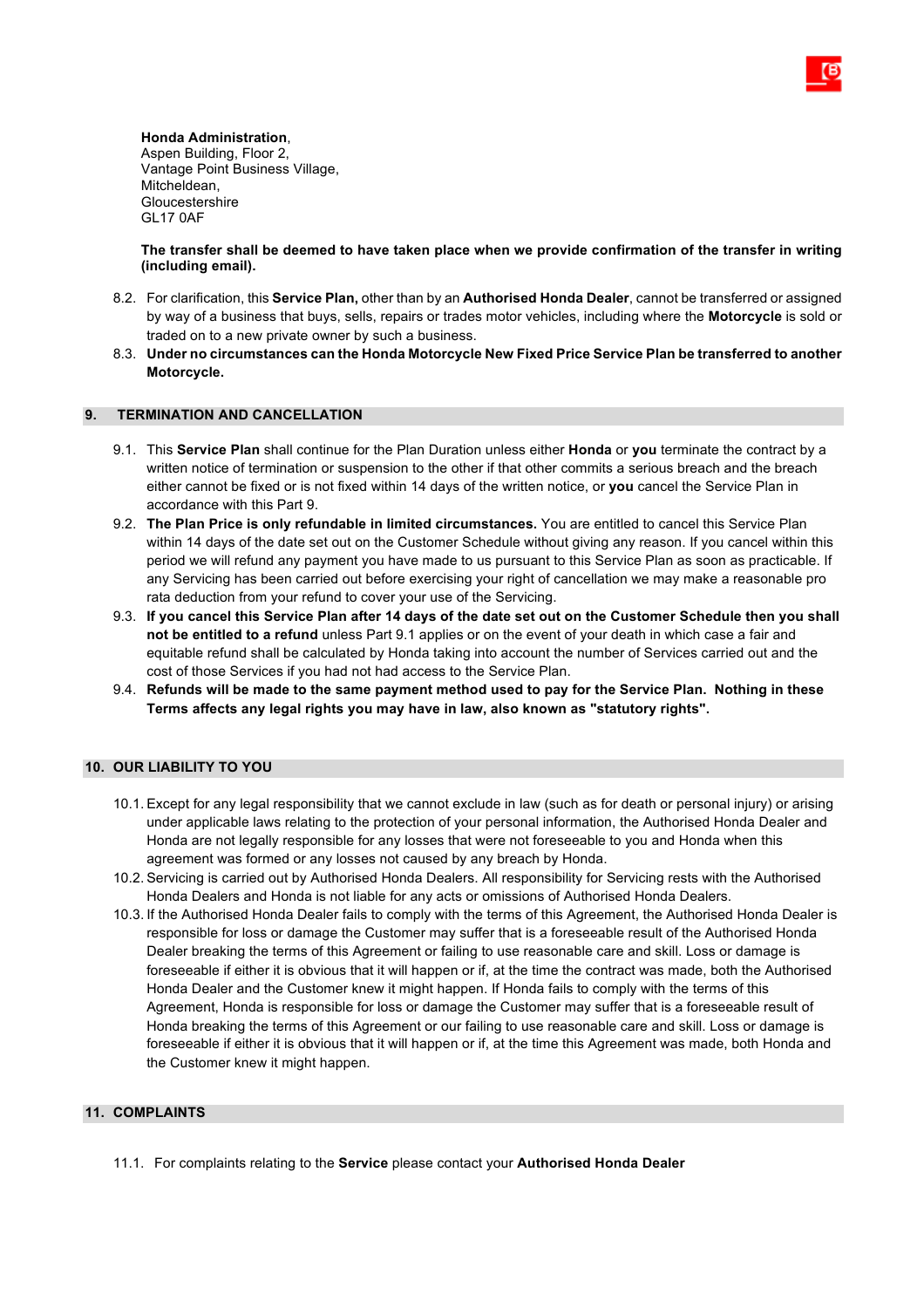**Honda Administration**,
Aspen Building, Floor 2,
Vantage Point Business Village,
Mitcheldean,
Gloucestershire
GL17 0AF

**The transfer shall be deemed to have taken place when we provide confirmation of the transfer in writing (including email).**

8.2. For clarification, this **Service Plan,** other than by an **Authorised Honda Dealer**, cannot be transferred or assigned by way of a business that buys, sells, repairs or trades motor vehicles, including where the **Motorcycle** is sold or traded on to a new private owner by such a business.

8.3. **Under no circumstances can the Honda Motorcycle New Fixed Price Service Plan be transferred to another Motorcycle.**

## 9. TERMINATION AND CANCELLATION

9.1. This **Service Plan** shall continue for the Plan Duration unless either **Honda** or **you** terminate the contract by a written notice of termination or suspension to the other if that other commits a serious breach and the breach either cannot be fixed or is not fixed within 14 days of the written notice, or **you** cancel the Service Plan in accordance with this Part 9.

9.2. **The Plan Price is only refundable in limited circumstances.** You are entitled to cancel this Service Plan within 14 days of the date set out on the Customer Schedule without giving any reason. If you cancel within this period we will refund any payment you have made to us pursuant to this Service Plan as soon as practicable. If any Servicing has been carried out before exercising your right of cancellation we may make a reasonable pro rata deduction from your refund to cover your use of the Servicing.

9.3. **If you cancel this Service Plan after 14 days of the date set out on the Customer Schedule then you shall not be entitled to a refund** unless Part 9.1 applies or on the event of your death in which case a fair and equitable refund shall be calculated by Honda taking into account the number of Services carried out and the cost of those Services if you had not had access to the Service Plan.

9.4. **Refunds will be made to the same payment method used to pay for the Service Plan. Nothing in these Terms affects any legal rights you may have in law, also known as "statutory rights".**

## 10. OUR LIABILITY TO YOU

10.1. Except for any legal responsibility that we cannot exclude in law (such as for death or personal injury) or arising under applicable laws relating to the protection of your personal information, the Authorised Honda Dealer and Honda are not legally responsible for any losses that were not foreseeable to you and Honda when this agreement was formed or any losses not caused by any breach by Honda.

10.2. Servicing is carried out by Authorised Honda Dealers. All responsibility for Servicing rests with the Authorised Honda Dealers and Honda is not liable for any acts or omissions of Authorised Honda Dealers.

10.3. If the Authorised Honda Dealer fails to comply with the terms of this Agreement, the Authorised Honda Dealer is responsible for loss or damage the Customer may suffer that is a foreseeable result of the Authorised Honda Dealer breaking the terms of this Agreement or failing to use reasonable care and skill. Loss or damage is foreseeable if either it is obvious that it will happen or if, at the time the contract was made, both the Authorised Honda Dealer and the Customer knew it might happen. If Honda fails to comply with the terms of this Agreement, Honda is responsible for loss or damage the Customer may suffer that is a foreseeable result of Honda breaking the terms of this Agreement or our failing to use reasonable care and skill. Loss or damage is foreseeable if either it is obvious that it will happen or if, at the time this Agreement was made, both Honda and the Customer knew it might happen.

## 11. COMPLAINTS

11.1. For complaints relating to the **Service** please contact your **Authorised Honda Dealer**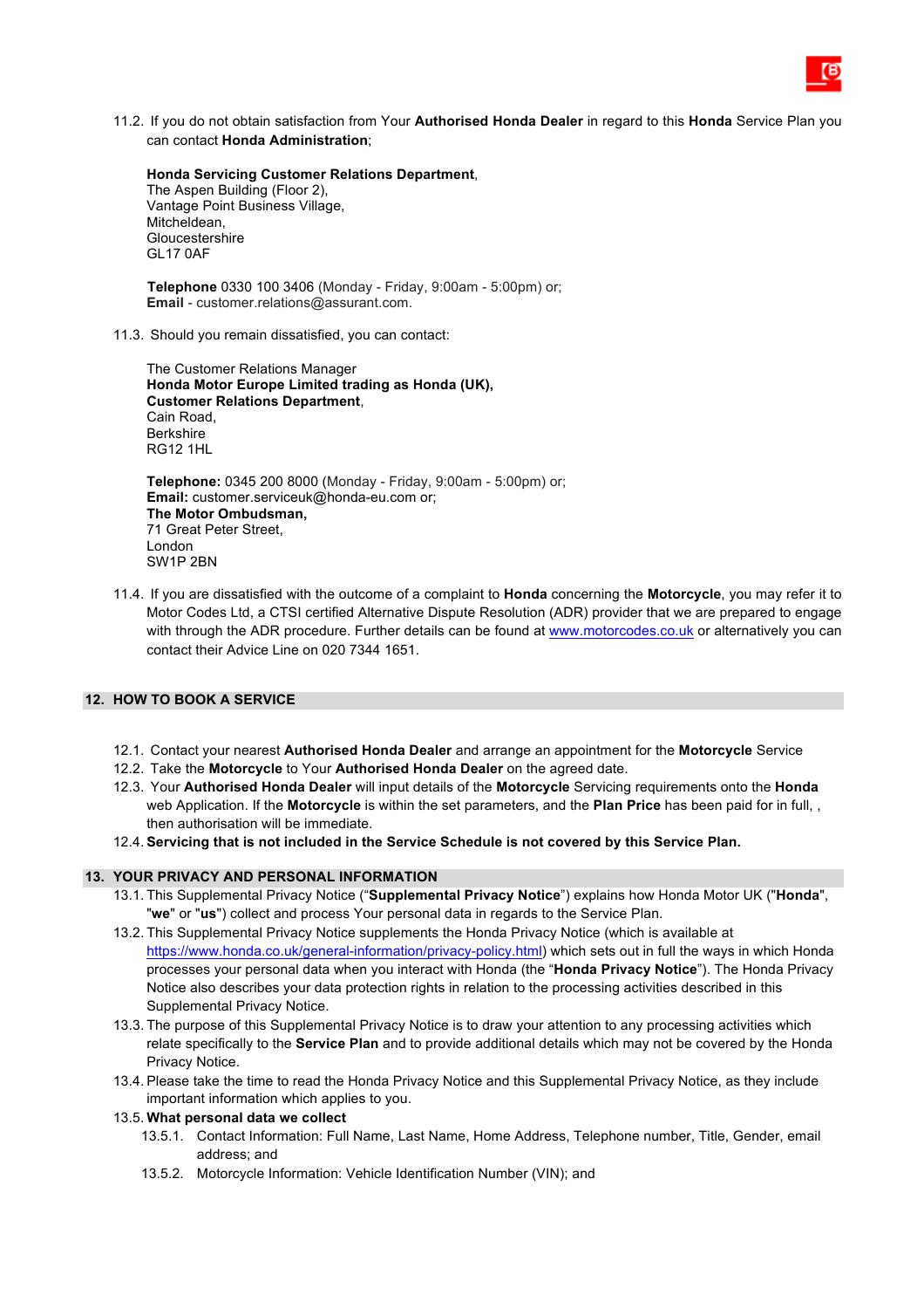11.2. If you do not obtain satisfaction from Your **Authorised Honda Dealer** in regard to this **Honda** Service Plan you can contact **Honda Administration**;

**Honda Servicing Customer Relations Department**,
The Aspen Building (Floor 2),
Vantage Point Business Village,
Mitcheldean,
Gloucestershire
GL17 0AF

**Telephone** 0330 100 3406 (Monday - Friday, 9:00am - 5:00pm) or;
**Email** - customer.relations@assurant.com.

11.3. Should you remain dissatisfied, you can contact:

The Customer Relations Manager
**Honda Motor Europe Limited trading as Honda (UK),**
**Customer Relations Department**,
Cain Road,
Berkshire
RG12 1HL

**Telephone:** 0345 200 8000 (Monday - Friday, 9:00am - 5:00pm) or;
**Email:** customer.serviceuk@honda-eu.com or;
**The Motor Ombudsman,**
71 Great Peter Street,
London
SW1P 2BN

11.4. If you are dissatisfied with the outcome of a complaint to **Honda** concerning the **Motorcycle**, you may refer it to Motor Codes Ltd, a CTSI certified Alternative Dispute Resolution (ADR) provider that we are prepared to engage with through the ADR procedure. Further details can be found at www.motorcodes.co.uk or alternatively you can contact their Advice Line on 020 7344 1651.

## 12. HOW TO BOOK A SERVICE

12.1. Contact your nearest **Authorised Honda Dealer** and arrange an appointment for the **Motorcycle** Service
12.2. Take the **Motorcycle** to Your **Authorised Honda Dealer** on the agreed date.
12.3. Your **Authorised Honda Dealer** will input details of the **Motorcycle** Servicing requirements onto the **Honda** web Application. If the **Motorcycle** is within the set parameters, and the **Plan Price** has been paid for in full, , then authorisation will be immediate.
12.4. **Servicing that is not included in the Service Schedule is not covered by this Service Plan.**

## 13. YOUR PRIVACY AND PERSONAL INFORMATION

13.1. This Supplemental Privacy Notice ("**Supplemental Privacy Notice**") explains how Honda Motor UK ("**Honda**", "**we**" or "**us**") collect and process Your personal data in regards to the Service Plan.
13.2. This Supplemental Privacy Notice supplements the Honda Privacy Notice (which is available at https://www.honda.co.uk/general-information/privacy-policy.html) which sets out in full the ways in which Honda processes your personal data when you interact with Honda (the "**Honda Privacy Notice**"). The Honda Privacy Notice also describes your data protection rights in relation to the processing activities described in this Supplemental Privacy Notice.
13.3. The purpose of this Supplemental Privacy Notice is to draw your attention to any processing activities which relate specifically to the **Service Plan** and to provide additional details which may not be covered by the Honda Privacy Notice.
13.4. Please take the time to read the Honda Privacy Notice and this Supplemental Privacy Notice, as they include important information which applies to you.
13.5. **What personal data we collect**
  13.5.1. Contact Information: Full Name, Last Name, Home Address, Telephone number, Title, Gender, email address; and
  13.5.2. Motorcycle Information: Vehicle Identification Number (VIN); and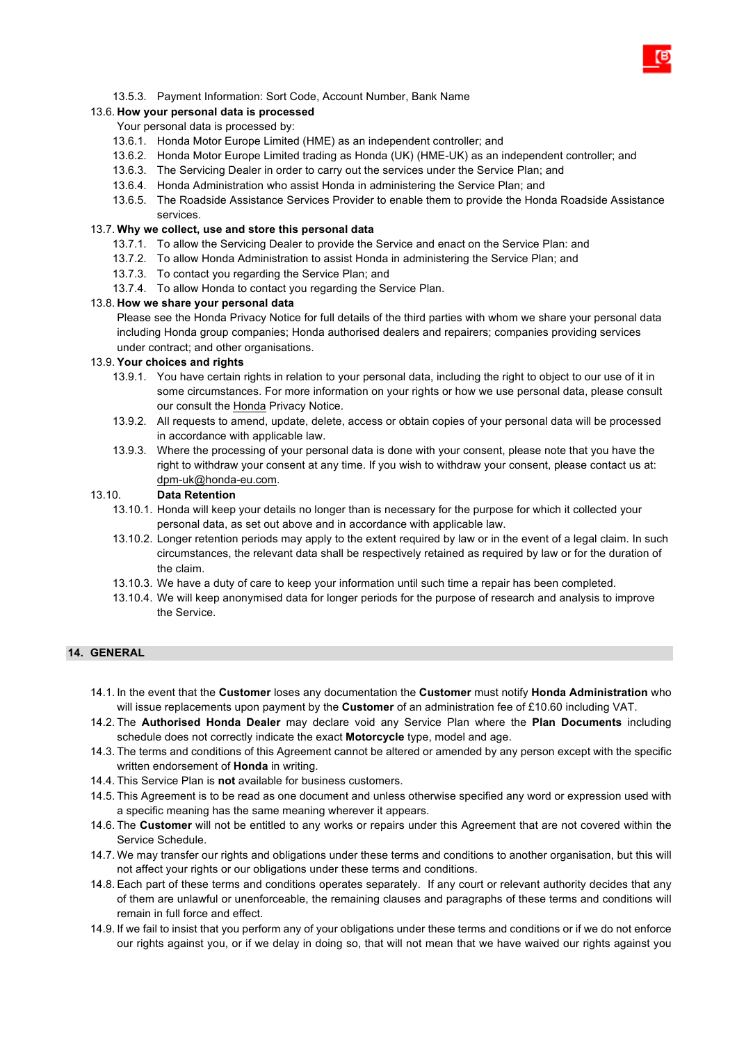13.5.3. Payment Information: Sort Code, Account Number, Bank Name

13.6. **How your personal data is processed**

Your personal data is processed by:

13.6.1. Honda Motor Europe Limited (HME) as an independent controller; and

13.6.2. Honda Motor Europe Limited trading as Honda (UK) (HME-UK) as an independent controller; and

13.6.3. The Servicing Dealer in order to carry out the services under the Service Plan; and

13.6.4. Honda Administration who assist Honda in administering the Service Plan; and

13.6.5. The Roadside Assistance Services Provider to enable them to provide the Honda Roadside Assistance services.

13.7. **Why we collect, use and store this personal data**

13.7.1. To allow the Servicing Dealer to provide the Service and enact on the Service Plan: and

13.7.2. To allow Honda Administration to assist Honda in administering the Service Plan; and

13.7.3. To contact you regarding the Service Plan; and

13.7.4. To allow Honda to contact you regarding the Service Plan.

13.8. **How we share your personal data**

Please see the Honda Privacy Notice for full details of the third parties with whom we share your personal data including Honda group companies; Honda authorised dealers and repairers; companies providing services under contract; and other organisations.

13.9. **Your choices and rights**

13.9.1. You have certain rights in relation to your personal data, including the right to object to our use of it in some circumstances. For more information on your rights or how we use personal data, please consult our consult the Honda Privacy Notice.

13.9.2. All requests to amend, update, delete, access or obtain copies of your personal data will be processed in accordance with applicable law.

13.9.3. Where the processing of your personal data is done with your consent, please note that you have the right to withdraw your consent at any time. If you wish to withdraw your consent, please contact us at: dpm-uk@honda-eu.com.

13.10. **Data Retention**

13.10.1. Honda will keep your details no longer than is necessary for the purpose for which it collected your personal data, as set out above and in accordance with applicable law.

13.10.2. Longer retention periods may apply to the extent required by law or in the event of a legal claim. In such circumstances, the relevant data shall be respectively retained as required by law or for the duration of the claim.

13.10.3. We have a duty of care to keep your information until such time a repair has been completed.

13.10.4. We will keep anonymised data for longer periods for the purpose of research and analysis to improve the Service.

## 14. GENERAL

14.1. In the event that the **Customer** loses any documentation the **Customer** must notify **Honda Administration** who will issue replacements upon payment by the **Customer** of an administration fee of £10.60 including VAT.

14.2. The **Authorised Honda Dealer** may declare void any Service Plan where the **Plan Documents** including schedule does not correctly indicate the exact **Motorcycle** type, model and age.

14.3. The terms and conditions of this Agreement cannot be altered or amended by any person except with the specific written endorsement of **Honda** in writing.

14.4. This Service Plan is **not** available for business customers.

14.5. This Agreement is to be read as one document and unless otherwise specified any word or expression used with a specific meaning has the same meaning wherever it appears.

14.6. The **Customer** will not be entitled to any works or repairs under this Agreement that are not covered within the Service Schedule.

14.7. We may transfer our rights and obligations under these terms and conditions to another organisation, but this will not affect your rights or our obligations under these terms and conditions.

14.8. Each part of these terms and conditions operates separately. If any court or relevant authority decides that any of them are unlawful or unenforceable, the remaining clauses and paragraphs of these terms and conditions will remain in full force and effect.

14.9. If we fail to insist that you perform any of your obligations under these terms and conditions or if we do not enforce our rights against you, or if we delay in doing so, that will not mean that we have waived our rights against you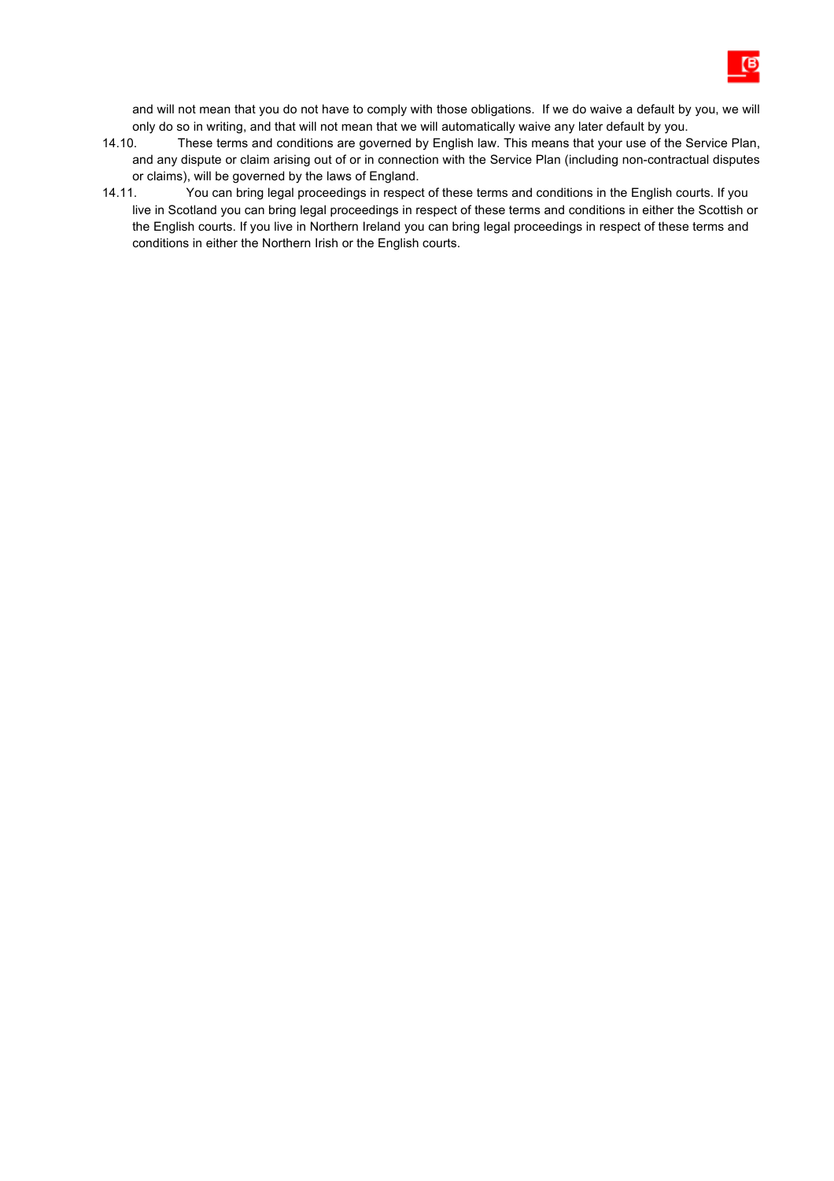and will not mean that you do not have to comply with those obligations. If we do waive a default by you, we will only do so in writing, and that will not mean that we will automatically waive any later default by you.

14.10. These terms and conditions are governed by English law. This means that your use of the Service Plan, and any dispute or claim arising out of or in connection with the Service Plan (including non-contractual disputes or claims), will be governed by the laws of England.

14.11. You can bring legal proceedings in respect of these terms and conditions in the English courts. If you live in Scotland you can bring legal proceedings in respect of these terms and conditions in either the Scottish or the English courts. If you live in Northern Ireland you can bring legal proceedings in respect of these terms and conditions in either the Northern Irish or the English courts.